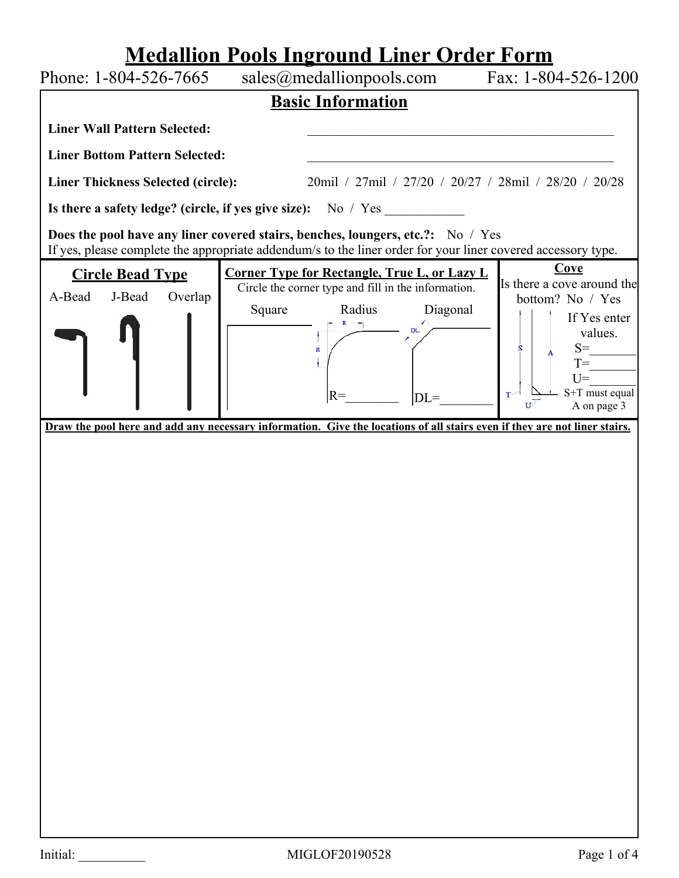# Medallion Pools Inground Liner Order Form

Phone: 1-804-526-7665 sales@medallionpools.com Fax: 1-804-526-1200

## Basic Information

**Liner Wall Pattern Selected:** ______________________________________________

**Liner Bottom Pattern Selected:** ______________________________________________

**Liner Thickness Selected (circle):** 20mil / 27mil / 27/20 / 20/27 / 28mil / 28/20 / 20/28

**Is there a safety ledge? (circle, if yes give size):** No / Yes ____________

**Does the pool have any liner covered stairs, benches, loungers, etc.?:** No / Yes
If yes, please complete the appropriate addendum/s to the liner order for your liner covered accessory type.

| **Circle Bead Type** | **Corner Type for Rectangle, True L, or Lazy L** | **Cove** |
|---|---|---|
| A-Bead J-Bead Overlap | Circle the corner type and fill in the information.<br>Square Radius Diagonal<br>R=________ DL=________ | Is there a cove around the bottom? No / Yes<br>If Yes enter values.<br>S=_______<br>T=_______<br>U=_______<br>S+T must equal A on page 3 |

**Draw the pool here and add any necessary information. Give the locations of all stairs even if they are not liner stairs.**

Initial: __________ MIGLOF20190528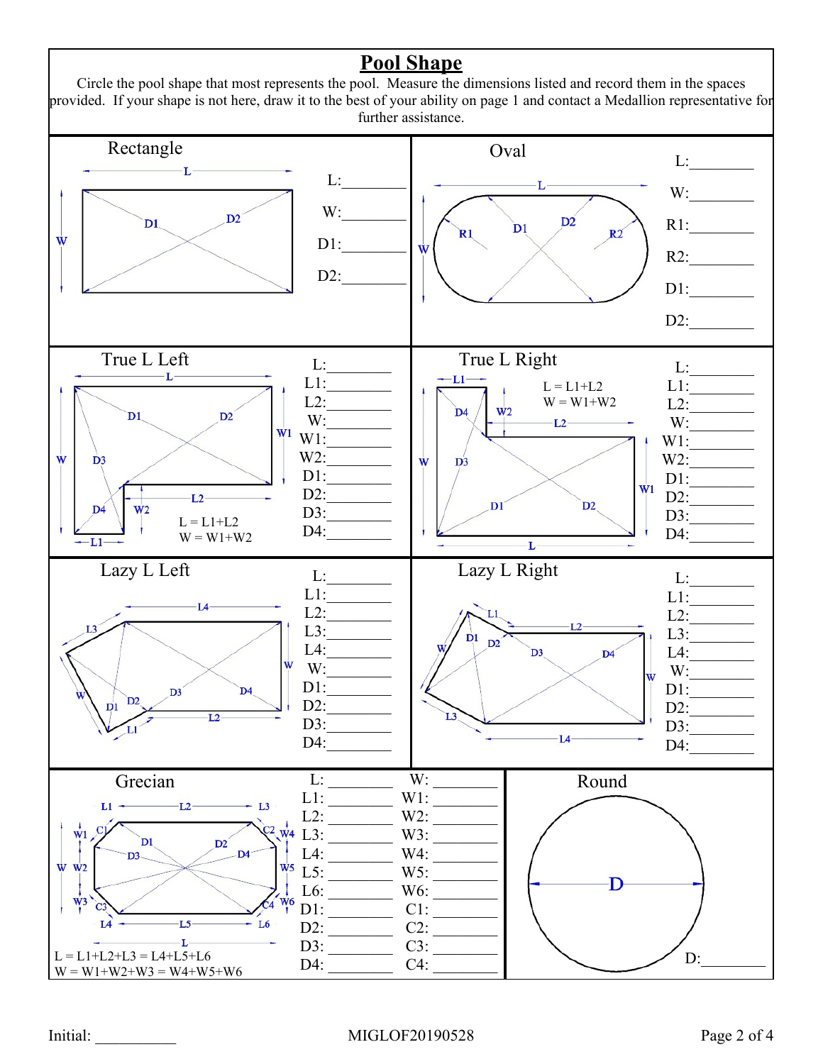# Pool Shape

Circle the pool shape that most represents the pool. Measure the dimensions listed and record them in the spaces provided. If your shape is not here, draw it to the best of your ability on page 1 and contact a Medallion representative for further assistance.

## Rectangle

L:________

W:________

D1:________

D2:________

## Oval

L:________

W:________

R1:________

R2:________

D1:________

D2:________

## True L Left

L = L1+L2

W = W1+W2

L:________

L1:________

L2:________

W:________

W1:________

W2:________

D1:________

D2:________

D3:________

D4:________

## True L Right

L = L1+L2

W = W1+W2

L:________

L1:________

L2:________

W:________

W1:________

W2:________

D1:________

D2:________

D3:________

D4:________

## Lazy L Left

L:________

L1:________

L2:________

L3:________

L4:________

W:________

D1:________

D2:________

D3:________

D4:________

## Lazy L Right

L:________

L1:________

L2:________

L3:________

L4:________

W:________

D1:________

D2:________

D3:________

D4:________

## Grecian

L = L1+L2+L3 = L4+L5+L6

W = W1+W2+W3 = W4+W5+W6

| | | | |
|---|---|---|---|
| L: | ________ | W: | ________ |
| L1: | ________ | W1: | ________ |
| L2: | ________ | W2: | ________ |
| L3: | ________ | W3: | ________ |
| L4: | ________ | W4: | ________ |
| L5: | ________ | W5: | ________ |
| L6: | ________ | W6: | ________ |
| D1: | ________ | C1: | ________ |
| D2: | ________ | C2: | ________ |
| D3: | ________ | C3: | ________ |
| D4: | ________ | C4: | ________ |

## Round

D:________

Initial: __________

MIGLOF20190528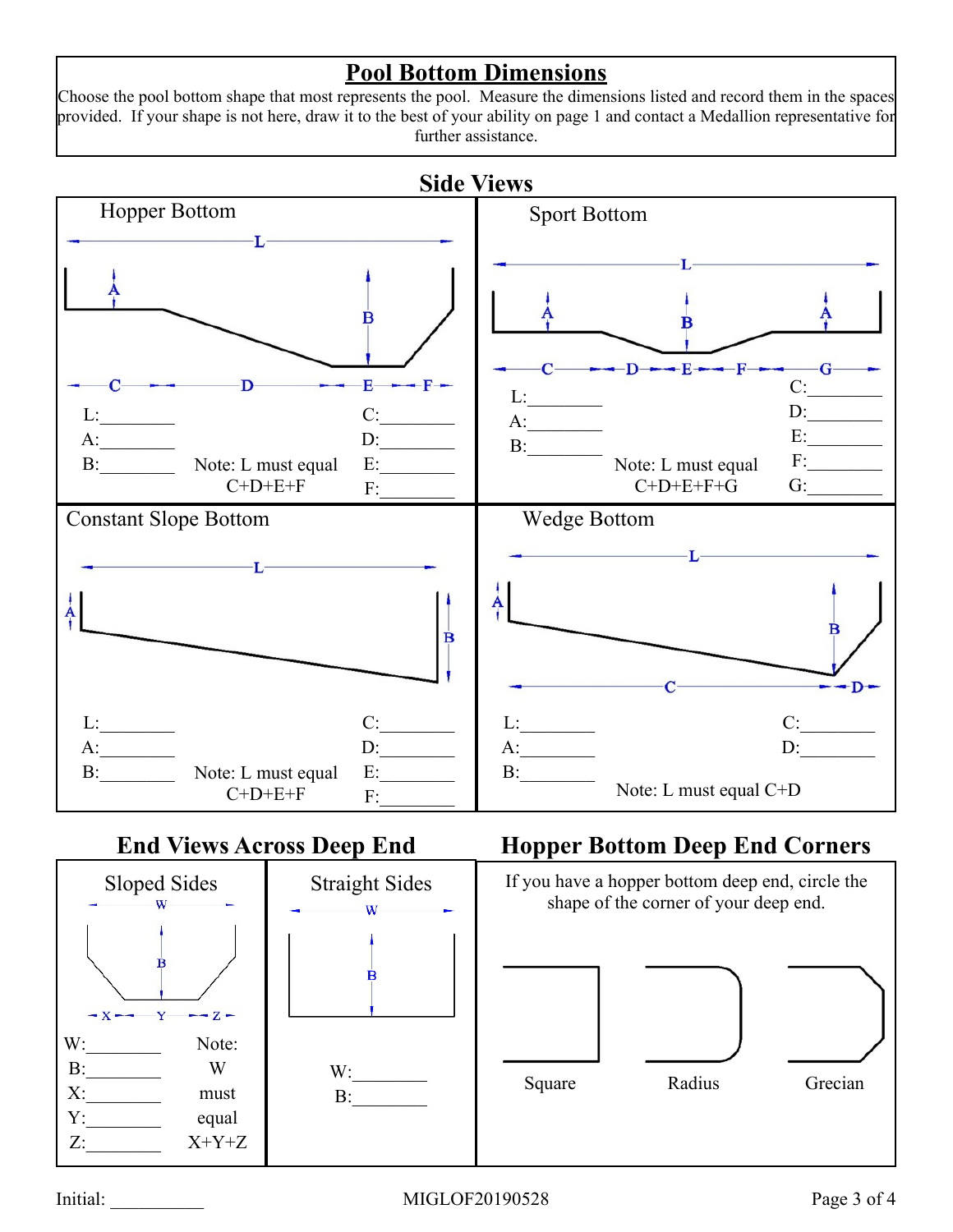# Pool Bottom Dimensions

Choose the pool bottom shape that most represents the pool. Measure the dimensions listed and record them in the spaces provided. If your shape is not here, draw it to the best of your ability on page 1 and contact a Medallion representative for further assistance.

## Side Views

### Hopper Bottom

L:________
A:________
B:________

C:________
D:________
E:________
F:________

Note: L must equal C+D+E+F

### Sport Bottom

L:________
A:________
B:________

C:________
D:________
E:________
F:________
G:________

Note: L must equal C+D+E+F+G

### Constant Slope Bottom

L:________
A:________
B:________

C:________
D:________
E:________
F:________

Note: L must equal C+D+E+F

### Wedge Bottom

L:________
A:________
B:________

C:________
D:________

Note: L must equal C+D

## End Views Across Deep End

### Sloped Sides

W:________
B:________
X:________
Y:________
Z:________

Note: W must equal X+Y+Z

### Straight Sides

W:________
B:________

## Hopper Bottom Deep End Corners

If you have a hopper bottom deep end, circle the shape of the corner of your deep end.

Square    Radius    Grecian

Initial: __________

MIGLOF20190528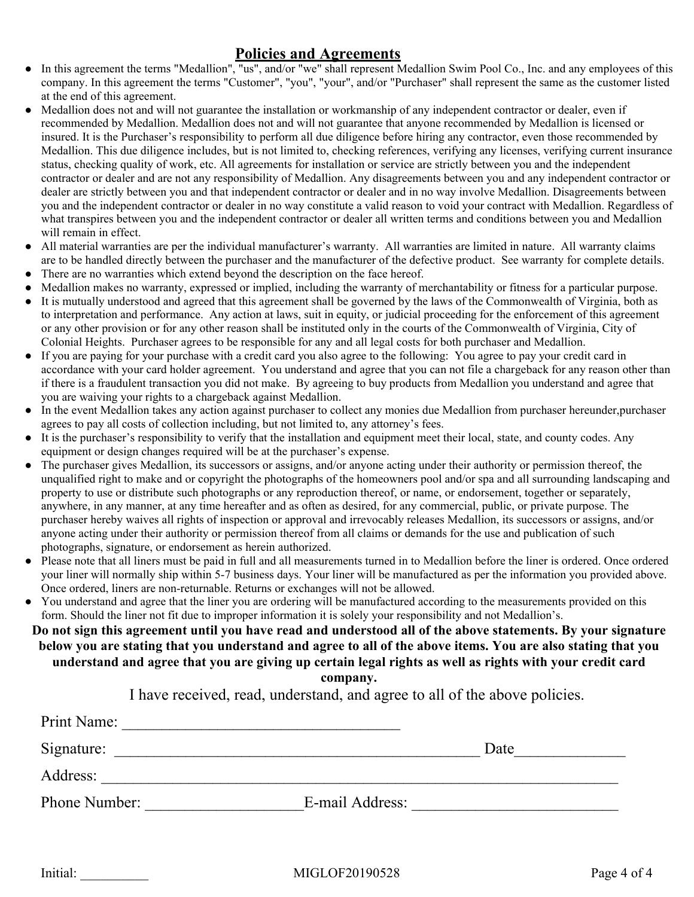## Policies and Agreements

- In this agreement the terms "Medallion", "us", and/or "we" shall represent Medallion Swim Pool Co., Inc. and any employees of this company. In this agreement the terms "Customer", "you", "your", and/or "Purchaser" shall represent the same as the customer listed at the end of this agreement.
- Medallion does not and will not guarantee the installation or workmanship of any independent contractor or dealer, even if recommended by Medallion. Medallion does not and will not guarantee that anyone recommended by Medallion is licensed or insured. It is the Purchaser's responsibility to perform all due diligence before hiring any contractor, even those recommended by Medallion. This due diligence includes, but is not limited to, checking references, verifying any licenses, verifying current insurance status, checking quality of work, etc. All agreements for installation or service are strictly between you and the independent contractor or dealer and are not any responsibility of Medallion. Any disagreements between you and any independent contractor or dealer are strictly between you and that independent contractor or dealer and in no way involve Medallion. Disagreements between you and the independent contractor or dealer in no way constitute a valid reason to void your contract with Medallion. Regardless of what transpires between you and the independent contractor or dealer all written terms and conditions between you and Medallion will remain in effect.
- All material warranties are per the individual manufacturer's warranty. All warranties are limited in nature. All warranty claims are to be handled directly between the purchaser and the manufacturer of the defective product. See warranty for complete details.
- There are no warranties which extend beyond the description on the face hereof.
- Medallion makes no warranty, expressed or implied, including the warranty of merchantability or fitness for a particular purpose.
- It is mutually understood and agreed that this agreement shall be governed by the laws of the Commonwealth of Virginia, both as to interpretation and performance. Any action at laws, suit in equity, or judicial proceeding for the enforcement of this agreement or any other provision or for any other reason shall be instituted only in the courts of the Commonwealth of Virginia, City of Colonial Heights. Purchaser agrees to be responsible for any and all legal costs for both purchaser and Medallion.
- If you are paying for your purchase with a credit card you also agree to the following: You agree to pay your credit card in accordance with your card holder agreement. You understand and agree that you can not file a chargeback for any reason other than if there is a fraudulent transaction you did not make. By agreeing to buy products from Medallion you understand and agree that you are waiving your rights to a chargeback against Medallion.
- In the event Medallion takes any action against purchaser to collect any monies due Medallion from purchaser hereunder,purchaser agrees to pay all costs of collection including, but not limited to, any attorney's fees.
- It is the purchaser's responsibility to verify that the installation and equipment meet their local, state, and county codes. Any equipment or design changes required will be at the purchaser's expense.
- The purchaser gives Medallion, its successors or assigns, and/or anyone acting under their authority or permission thereof, the unqualified right to make and or copyright the photographs of the homeowners pool and/or spa and all surrounding landscaping and property to use or distribute such photographs or any reproduction thereof, or name, or endorsement, together or separately, anywhere, in any manner, at any time hereafter and as often as desired, for any commercial, public, or private purpose. The purchaser hereby waives all rights of inspection or approval and irrevocably releases Medallion, its successors or assigns, and/or anyone acting under their authority or permission thereof from all claims or demands for the use and publication of such photographs, signature, or endorsement as herein authorized.
- Please note that all liners must be paid in full and all measurements turned in to Medallion before the liner is ordered. Once ordered your liner will normally ship within 5-7 business days. Your liner will be manufactured as per the information you provided above. Once ordered, liners are non-returnable. Returns or exchanges will not be allowed.
- You understand and agree that the liner you are ordering will be manufactured according to the measurements provided on this form. Should the liner not fit due to improper information it is solely your responsibility and not Medallion's.

**Do not sign this agreement until you have read and understood all of the above statements. By your signature below you are stating that you understand and agree to all of the above items. You are also stating that you understand and agree that you are giving up certain legal rights as well as rights with your credit card company.**

I have received, read, understand, and agree to all of the above policies.

Print Name: ___________________________________

Signature: ______________________________________________ Date______________

Address: __________________________________________________________________

Phone Number: ___________________E-mail Address: _________________________

Initial: __________

MIGLOF20190528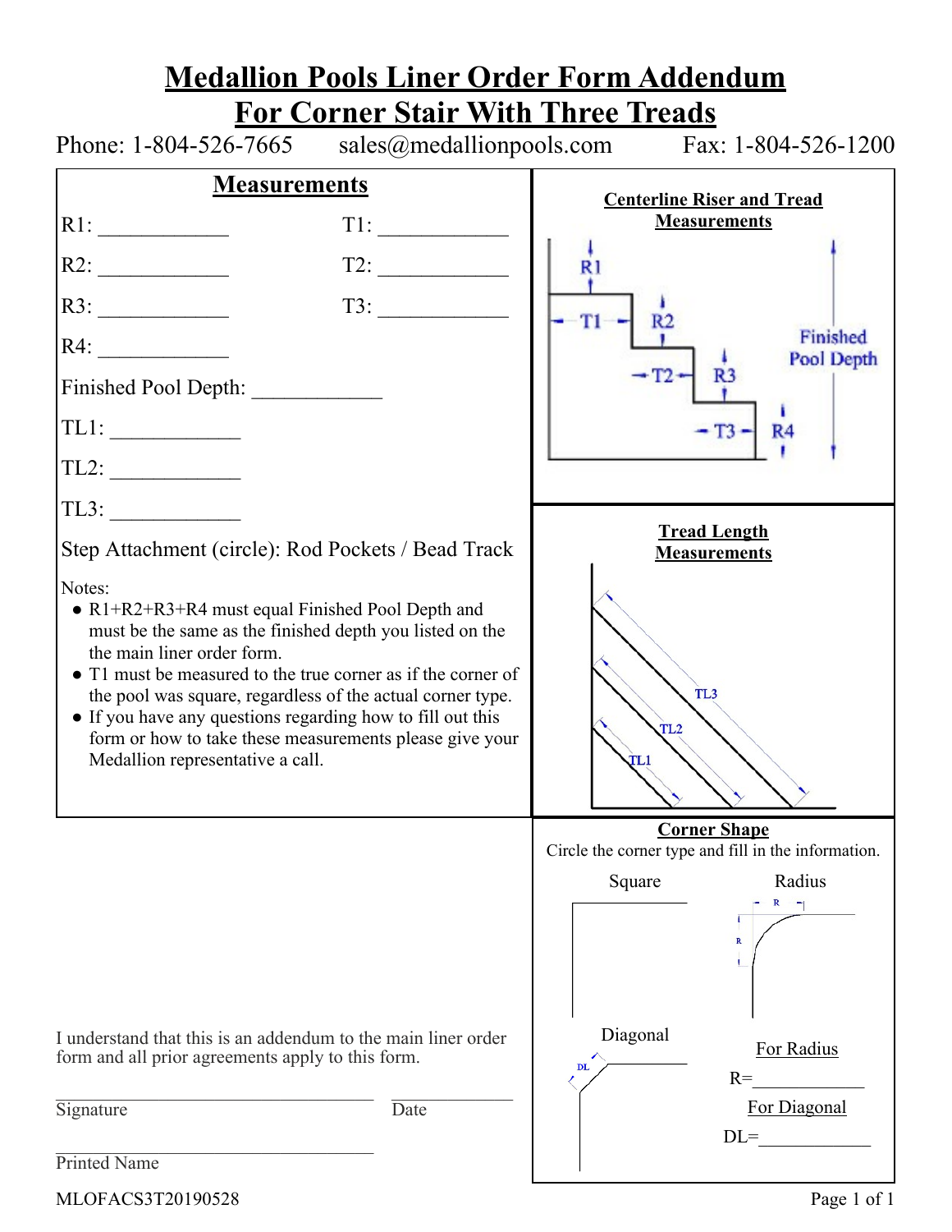# Medallion Pools Liner Order Form Addendum
# For Corner Stair With Three Treads

Phone: 1-804-526-7665 sales@medallionpools.com Fax: 1-804-526-1200

## Measurements

R1: ____________ T1: ____________

R2: ____________ T2: ____________

R3: ____________ T3: ____________

R4: ____________

Finished Pool Depth: ____________

TL1: ____________

TL2: ____________

TL3: ____________

Step Attachment (circle): Rod Pockets / Bead Track

Notes:

- R1+R2+R3+R4 must equal Finished Pool Depth and must be the same as the finished depth you listed on the the main liner order form.
- T1 must be measured to the true corner as if the corner of the pool was square, regardless of the actual corner type.
- If you have any questions regarding how to fill out this form or how to take these measurements please give your Medallion representative a call.

**Centerline Riser and Tread Measurements**

R1, T1, R2, T2, R3, T3, R4, Finished Pool Depth

**Tread Length Measurements**

TL1, TL2, TL3

**Corner Shape**

Circle the corner type and fill in the information.

Square

Radius

Diagonal

For Radius

R=____________

For Diagonal

DL=____________

I understand that this is an addendum to the main liner order form and all prior agreements apply to this form.

______________________________ ____________

Signature Date

______________________________

Printed Name

MLOFACS3T20190528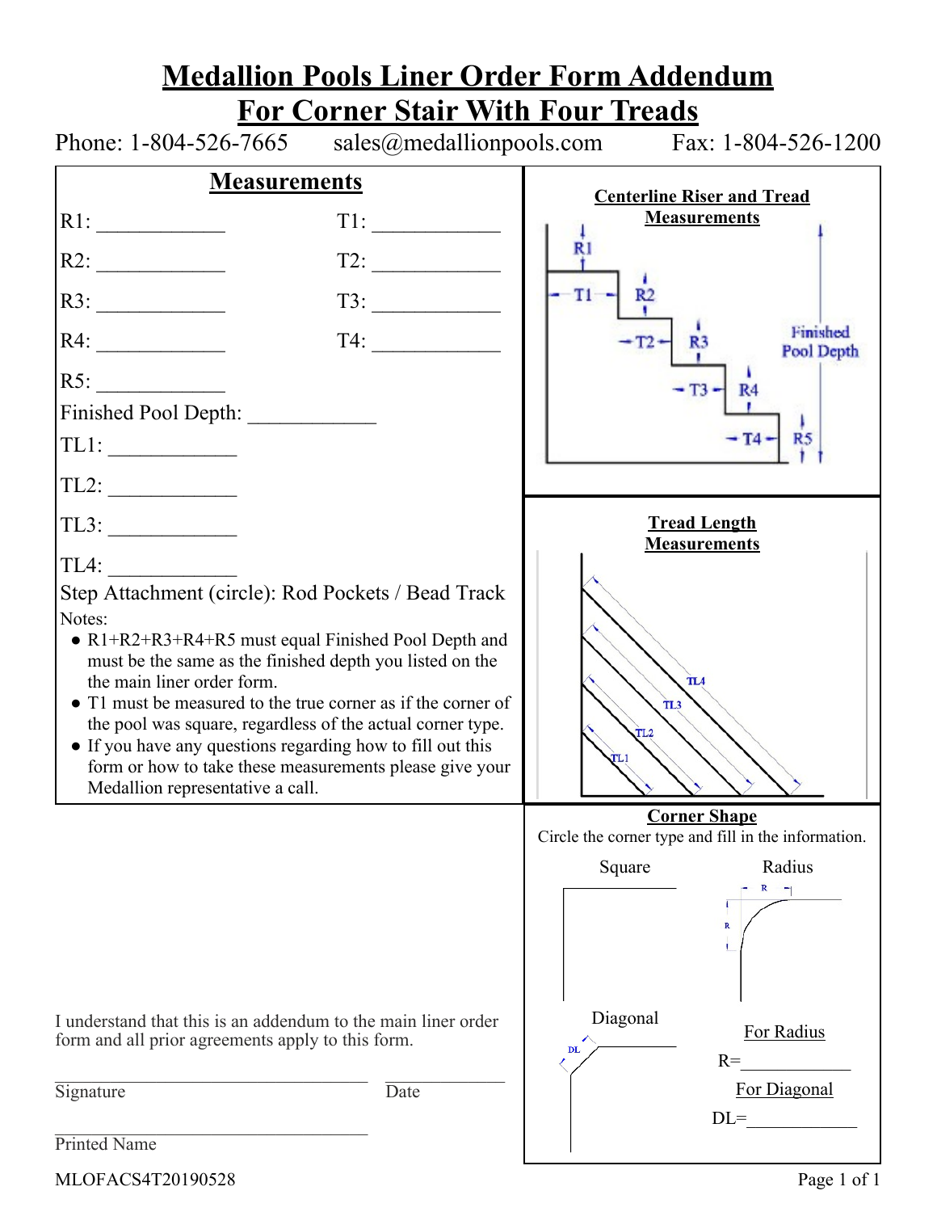# Medallion Pools Liner Order Form Addendum
# For Corner Stair With Four Treads

Phone: 1-804-526-7665 sales@medallionpools.com Fax: 1-804-526-1200

## Measurements

R1: ____________ T1: ____________

R2: ____________ T2: ____________

R3: ____________ T3: ____________

R4: ____________ T4: ____________

R5: ____________

Finished Pool Depth: ____________

TL1: ____________

TL2: ____________

TL3: ____________

TL4: ____________

Step Attachment (circle): Rod Pockets / Bead Track

Notes:

- R1+R2+R3+R4+R5 must equal Finished Pool Depth and must be the same as the finished depth you listed on the main liner order form.
- T1 must be measured to the true corner as if the corner of the pool was square, regardless of the actual corner type.
- If you have any questions regarding how to fill out this form or how to take these measurements please give your Medallion representative a call.

**Centerline Riser and Tread Measurements**

R1, T1, R2, T2, R3, T3, R4, T4, R5, Finished Pool Depth

**Tread Length Measurements**

TL1, TL2, TL3, TL4

**Corner Shape**

Circle the corner type and fill in the information.

Square | Radius | Diagonal

For Radius

R=____________

For Diagonal

DL=____________

I understand that this is an addendum to the main liner order form and all prior agreements apply to this form.

______________________________ ____________

Signature Date

______________________________

Printed Name

MLOFACS4T20190528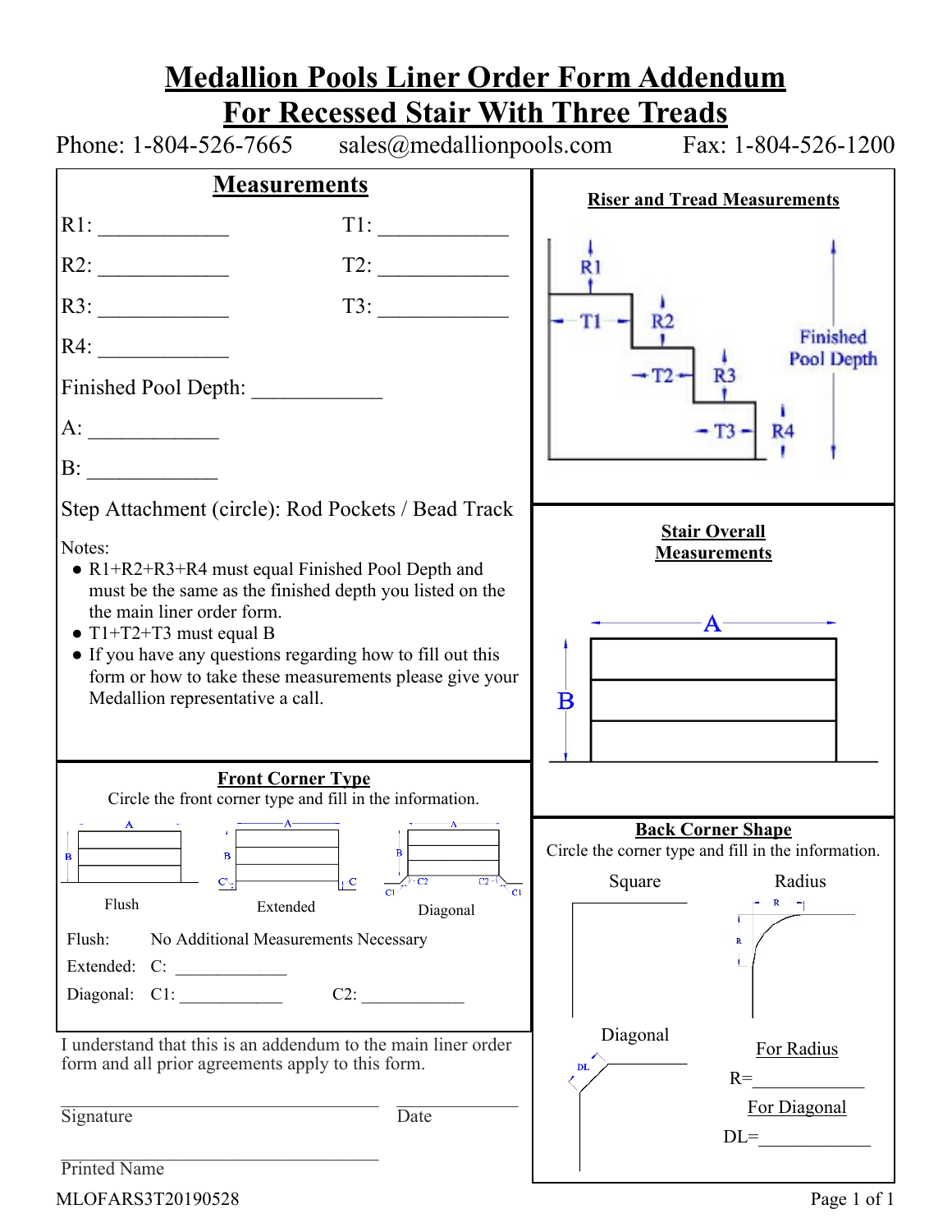# Medallion Pools Liner Order Form Addendum
# For Recessed Stair With Three Treads

Phone: 1-804-526-7665 sales@medallionpools.com Fax: 1-804-526-1200

## Measurements

R1: ____________ T1: ____________

R2: ____________ T2: ____________

R3: ____________ T3: ____________

R4: ____________

Finished Pool Depth: ____________

A: ____________

B: ____________

Step Attachment (circle): Rod Pockets / Bead Track

Notes:

- R1+R2+R3+R4 must equal Finished Pool Depth and must be the same as the finished depth you listed on the the main liner order form.
- T1+T2+T3 must equal B
- If you have any questions regarding how to fill out this form or how to take these measurements please give your Medallion representative a call.

## Riser and Tread Measurements

R1, T1, R2, T2, R3, T3, R4, Finished Pool Depth

## Stair Overall Measurements

A, B

## Front Corner Type

Circle the front corner type and fill in the information.

Flush Extended Diagonal

Flush: No Additional Measurements Necessary

Extended: C: ____________

Diagonal: C1: ____________ C2: ____________

## Back Corner Shape

Circle the corner type and fill in the information.

Square Radius

Diagonal

For Radius

R=____________

For Diagonal

DL=____________

I understand that this is an addendum to the main liner order form and all prior agreements apply to this form.

Signature ____________________ Date ____________

Printed Name ____________________

MLOFARS3T20190528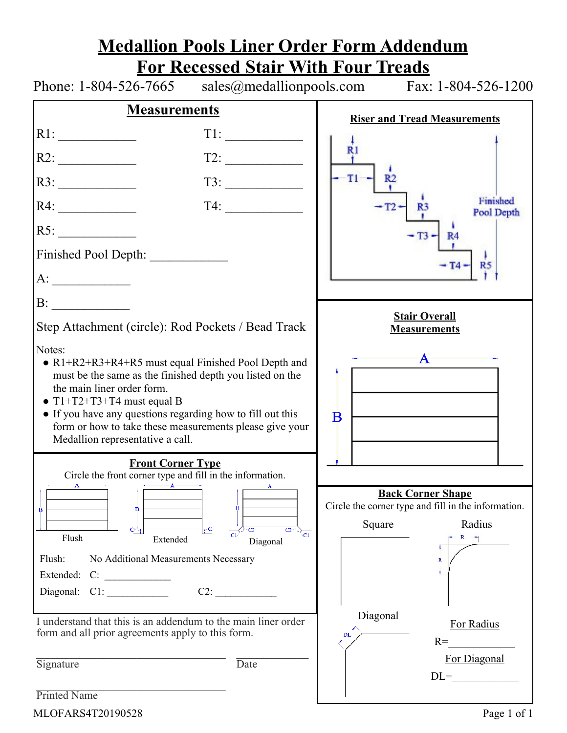# Medallion Pools Liner Order Form Addendum
# For Recessed Stair With Four Treads

Phone: 1-804-526-7665 sales@medallionpools.com Fax: 1-804-526-1200

## Measurements

R1: ____________ T1: ____________

R2: ____________ T2: ____________

R3: ____________ T3: ____________

R4: ____________ T4: ____________

R5: ____________

Finished Pool Depth: ____________

A: ____________

B: ____________

Step Attachment (circle): Rod Pockets / Bead Track

Notes:

- R1+R2+R3+R4+R5 must equal Finished Pool Depth and must be the same as the finished depth you listed on the the main liner order form.
- T1+T2+T3+T4 must equal B
- If you have any questions regarding how to fill out this form or how to take these measurements please give your Medallion representative a call.

## Riser and Tread Measurements

R1
T1
R2
T2
R3
T3
R4
T4
R5
Finished Pool Depth

## Stair Overall Measurements

A
B

## Front Corner Type

Circle the front corner type and fill in the information.

A
B
Flush

A
B
C
C
Extended

A
B
C2
C2
C1
C1
Diagonal

Flush: No Additional Measurements Necessary

Extended: C: ____________

Diagonal: C1: ____________ C2: ____________

## Back Corner Shape

Circle the corner type and fill in the information.

Square

Radius

R
R

Diagonal

DL

For Radius

R=____________

For Diagonal

DL=____________

I understand that this is an addendum to the main liner order form and all prior agreements apply to this form.

____________________________________ ____________
Signature Date

____________________________________
Printed Name

MLOFARS4T20190528